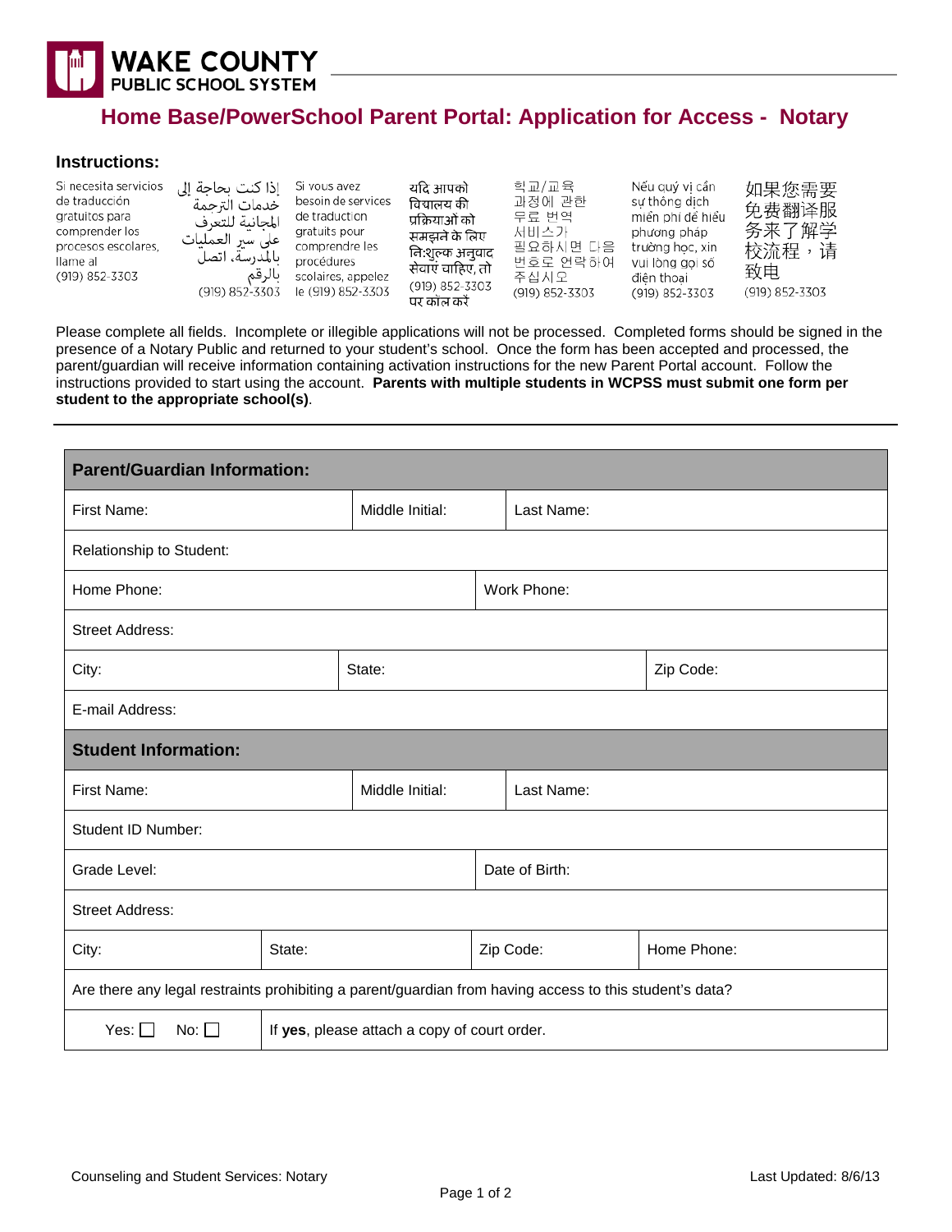**WAKE COUNTY PUBLIC SCHOOL SYSTEM**

# Home Base/PowerSchool Parent Portal: Application for Access - Notary

## Instructions:

Si necesita servicios de traducción gratuitos para comprender los procesos escolares, llame al (919) 852-3303

إذا كنت بحاجة إلى خدمات الترجمة المجانية للتعرف على سير العمليات بالمدرسة، اتصل بالرقم (919) 852-3303

Si vous avez besoin de services de traduction gratuits pour comprendre les procédures scolaires, appelez le (919) 852-3303

यदि आपको विद्यालय की प्रक्रियाओं को समझने के लिए निःशुल्क अनुवाद सेवाएं चाहिए, तो (919) 852-3303 पर कॉल करें

학교/교육 과정에 관한 무료 번역 서비스가 필요하시면 다음 번호로 연락하여 주십시오 (919) 852-3303

Nếu quý vị cần sự thông dịch miễn phí để hiểu phương pháp trường học, xin vui lòng gọi số điện thoại (919) 852-3303

如果您需要免费翻译服务来了解学校流程，请致电 (919) 852-3303

Please complete all fields. Incomplete or illegible applications will not be processed. Completed forms should be signed in the presence of a Notary Public and returned to your student's school. Once the form has been accepted and processed, the parent/guardian will receive information containing activation instructions for the new Parent Portal account. Follow the instructions provided to start using the account. **Parents with multiple students in WCPSS must submit one form per student to the appropriate school(s)**.

---

| **Parent/Guardian Information:** | | | |
|---|---|---|---|
| First Name: | Middle Initial: | Last Name: | |
| Relationship to Student: | | | |
| Home Phone: | | Work Phone: | |
| Street Address: | | | |
| City: | State: | | Zip Code: |
| E-mail Address: | | | |

| **Student Information:** | | | |
|---|---|---|---|
| First Name: | Middle Initial: | Last Name: | |
| Student ID Number: | | | |
| Grade Level: | | Date of Birth: | |
| Street Address: | | | |
| City: | State: | Zip Code: | Home Phone: |
| Are there any legal restraints prohibiting a parent/guardian from having access to this student's data? | | | |
| Yes: ☐ No: ☐ | If **yes**, please attach a copy of court order. | | |

Counseling and Student Services: Notary

Last Updated: 8/6/13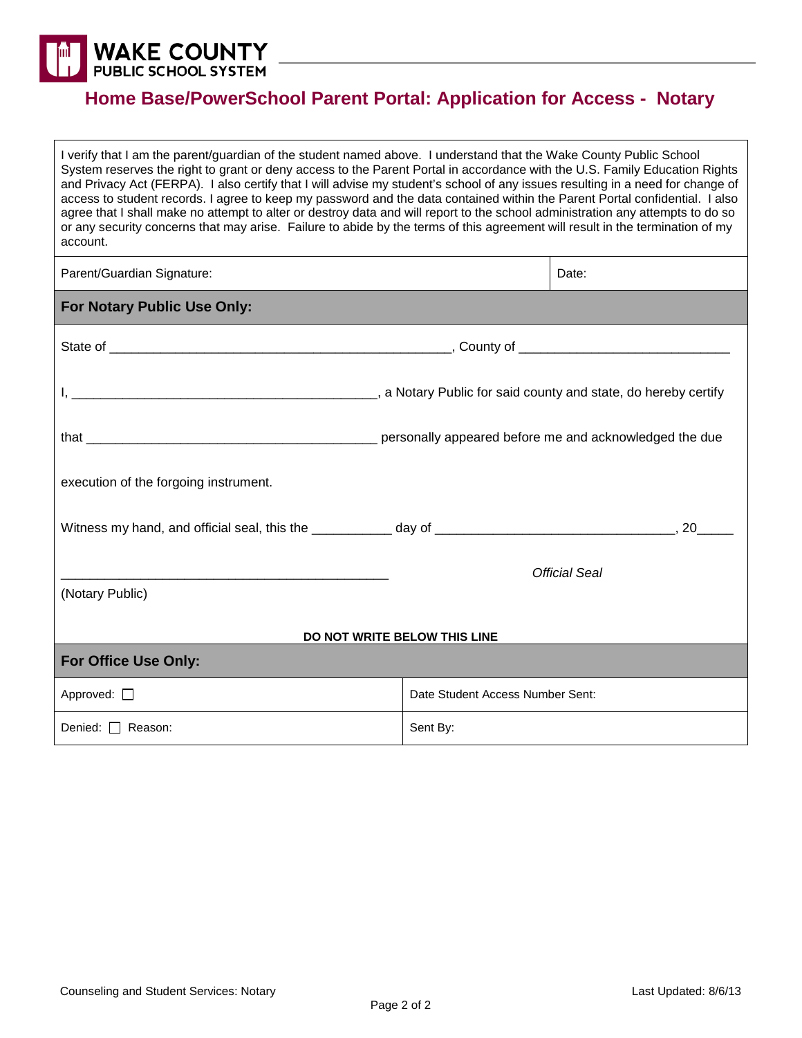WAKE COUNTY PUBLIC SCHOOL SYSTEM

# Home Base/PowerSchool Parent Portal: Application for Access - Notary

I verify that I am the parent/guardian of the student named above. I understand that the Wake County Public School System reserves the right to grant or deny access to the Parent Portal in accordance with the U.S. Family Education Rights and Privacy Act (FERPA). I also certify that I will advise my student's school of any issues resulting in a need for change of access to student records. I agree to keep my password and the data contained within the Parent Portal confidential. I also agree that I shall make no attempt to alter or destroy data and will report to the school administration any attempts to do so or any security concerns that may arise. Failure to abide by the terms of this agreement will result in the termination of my account.

| | |
|---|---|
| Parent/Guardian Signature: | Date: |

**For Notary Public Use Only:**

State of ________________________________________________, County of _____________________________

I, ___________________________________________, a Notary Public for said county and state, do hereby certify

that _________________________________________ personally appeared before me and acknowledged the due

execution of the forgoing instrument.

Witness my hand, and official seal, this the ___________ day of _________________________________, 20_____

______________________________________________ *Official Seal*

(Notary Public)

**DO NOT WRITE BELOW THIS LINE**

**For Office Use Only:**

| | |
|---|---|
| Approved: ☐ | Date Student Access Number Sent: |
| Denied: ☐ Reason: | Sent By: |

Counseling and Student Services: Notary

Last Updated: 8/6/13